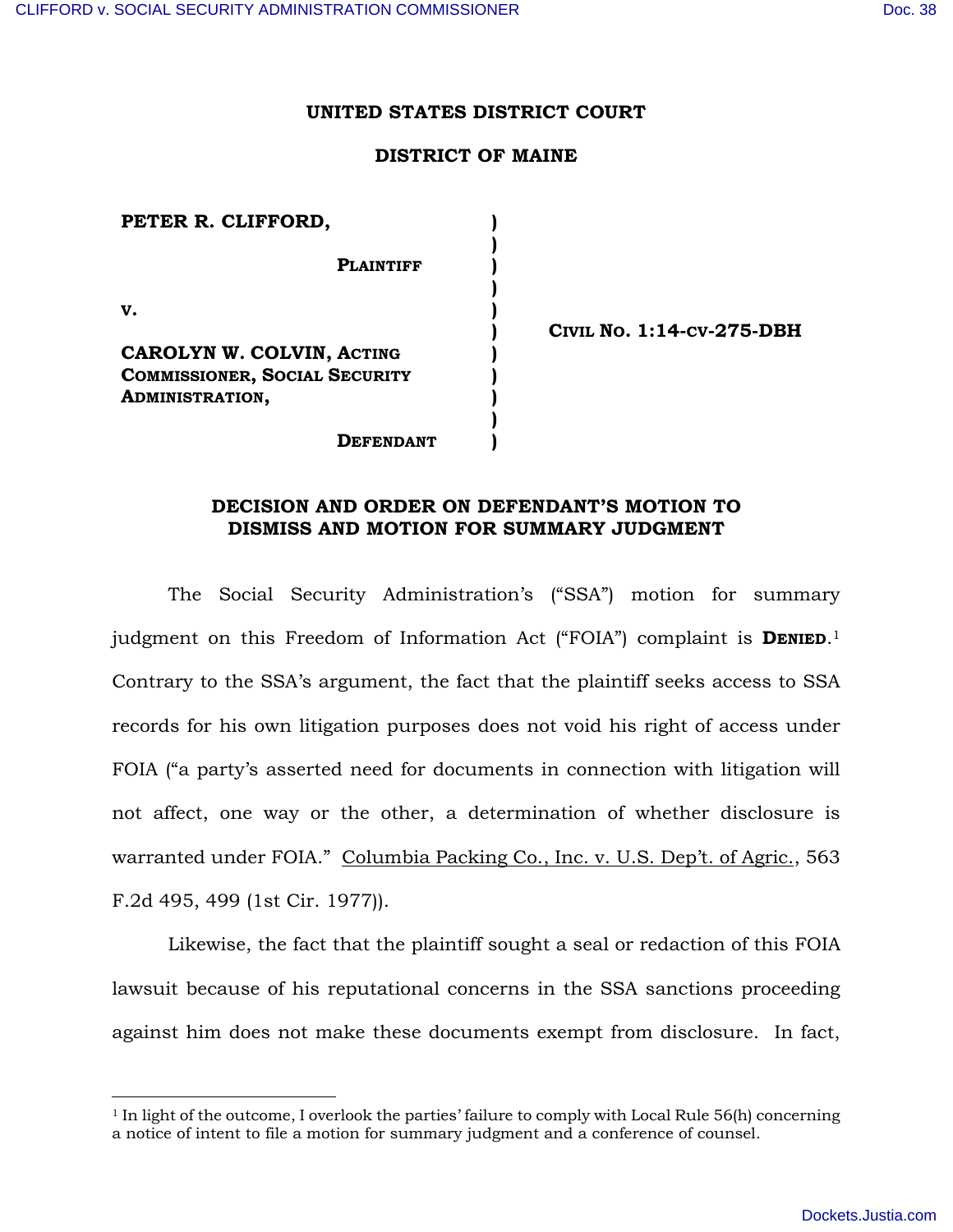**UNITED STATES DISTRICT COURT**

**DISTRICT OF MAINE**

| | | |
|---|---|---|
| **PETER R. CLIFFORD,** | ) | |
| | ) | |
| **PLAINTIFF** | ) | |
| | ) | |
| **V.** | ) | |
| | ) | **CIVIL NO. 1:14-CV-275-DBH** |
| **CAROLYN W. COLVIN, ACTING COMMISSIONER, SOCIAL SECURITY ADMINISTRATION,** | ) | |
| | ) | |
| **DEFENDANT** | ) | |

## DECISION AND ORDER ON DEFENDANT'S MOTION TO DISMISS AND MOTION FOR SUMMARY JUDGMENT

The Social Security Administration's ("SSA") motion for summary judgment on this Freedom of Information Act ("FOIA") complaint is **DENIED**.[1] Contrary to the SSA's argument, the fact that the plaintiff seeks access to SSA records for his own litigation purposes does not void his right of access under FOIA ("a party's asserted need for documents in connection with litigation will not affect, one way or the other, a determination of whether disclosure is warranted under FOIA." Columbia Packing Co., Inc. v. U.S. Dep't. of Agric., 563 F.2d 495, 499 (1st Cir. 1977)).

Likewise, the fact that the plaintiff sought a seal or redaction of this FOIA lawsuit because of his reputational concerns in the SSA sanctions proceeding against him does not make these documents exempt from disclosure. In fact,

---

[1] In light of the outcome, I overlook the parties' failure to comply with Local Rule 56(h) concerning a notice of intent to file a motion for summary judgment and a conference of counsel.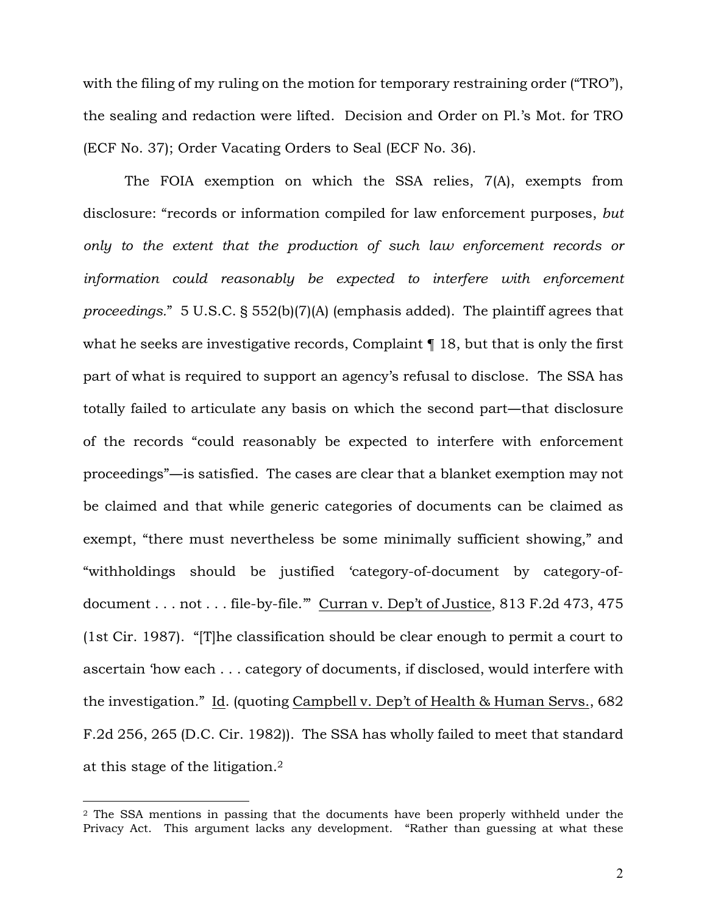with the filing of my ruling on the motion for temporary restraining order ("TRO"), the sealing and redaction were lifted. Decision and Order on Pl.'s Mot. for TRO (ECF No. 37); Order Vacating Orders to Seal (ECF No. 36).

The FOIA exemption on which the SSA relies, 7(A), exempts from disclosure: "records or information compiled for law enforcement purposes, *but only to the extent that the production of such law enforcement records or information could reasonably be expected to interfere with enforcement proceedings*." 5 U.S.C. § 552(b)(7)(A) (emphasis added). The plaintiff agrees that what he seeks are investigative records, Complaint ¶ 18, but that is only the first part of what is required to support an agency's refusal to disclose. The SSA has totally failed to articulate any basis on which the second part—that disclosure of the records "could reasonably be expected to interfere with enforcement proceedings"—is satisfied. The cases are clear that a blanket exemption may not be claimed and that while generic categories of documents can be claimed as exempt, "there must nevertheless be some minimally sufficient showing," and "withholdings should be justified 'category-of-document by category-of-document . . . not . . . file-by-file.'" Curran v. Dep't of Justice, 813 F.2d 473, 475 (1st Cir. 1987). "[T]he classification should be clear enough to permit a court to ascertain 'how each . . . category of documents, if disclosed, would interfere with the investigation." Id. (quoting Campbell v. Dep't of Health & Human Servs., 682 F.2d 256, 265 (D.C. Cir. 1982)). The SSA has wholly failed to meet that standard at this stage of the litigation.[2]

---

[2] The SSA mentions in passing that the documents have been properly withheld under the Privacy Act. This argument lacks any development. "Rather than guessing at what these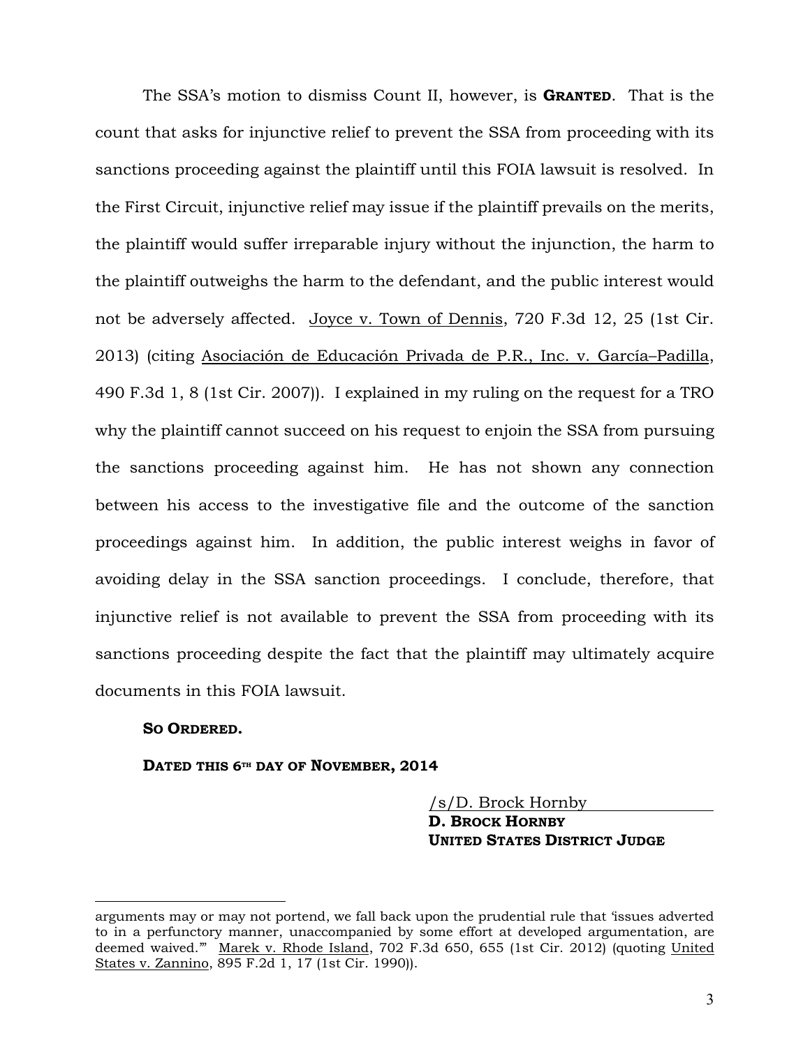The SSA's motion to dismiss Count II, however, is **GRANTED**. That is the count that asks for injunctive relief to prevent the SSA from proceeding with its sanctions proceeding against the plaintiff until this FOIA lawsuit is resolved. In the First Circuit, injunctive relief may issue if the plaintiff prevails on the merits, the plaintiff would suffer irreparable injury without the injunction, the harm to the plaintiff outweighs the harm to the defendant, and the public interest would not be adversely affected. Joyce v. Town of Dennis, 720 F.3d 12, 25 (1st Cir. 2013) (citing Asociación de Educación Privada de P.R., Inc. v. García–Padilla, 490 F.3d 1, 8 (1st Cir. 2007)). I explained in my ruling on the request for a TRO why the plaintiff cannot succeed on his request to enjoin the SSA from pursuing the sanctions proceeding against him. He has not shown any connection between his access to the investigative file and the outcome of the sanction proceedings against him. In addition, the public interest weighs in favor of avoiding delay in the SSA sanction proceedings. I conclude, therefore, that injunctive relief is not available to prevent the SSA from proceeding with its sanctions proceeding despite the fact that the plaintiff may ultimately acquire documents in this FOIA lawsuit.

**SO ORDERED.**

**DATED THIS 6TH DAY OF NOVEMBER, 2014**

/s/D. Brock Hornby
**D. BROCK HORNBY**
**UNITED STATES DISTRICT JUDGE**

---

arguments may or may not portend, we fall back upon the prudential rule that 'issues adverted to in a perfunctory manner, unaccompanied by some effort at developed argumentation, are deemed waived.'" Marek v. Rhode Island, 702 F.3d 650, 655 (1st Cir. 2012) (quoting United States v. Zannino, 895 F.2d 1, 17 (1st Cir. 1990)).